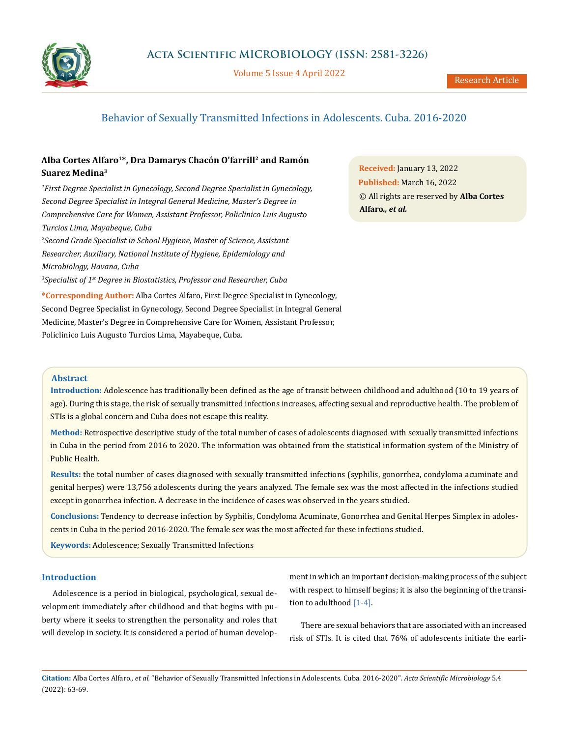# Behavior of Sexually Transmitted Infections in Adolescents. Cuba. 2016-2020

**Alba Cortes Alfaro[1]*, Dra Damarys Chacón O'farrill[2] and Ramón Suarez Medina[3]**

*[1]First Degree Specialist in Gynecology, Second Degree Specialist in Gynecology, Second Degree Specialist in Integral General Medicine, Master's Degree in Comprehensive Care for Women, Assistant Professor, Policlinico Luis Augusto Turcios Lima, Mayabeque, Cuba*

*[2]Second Grade Specialist in School Hygiene, Master of Science, Assistant Researcher, Auxiliary, National Institute of Hygiene, Epidemiology and Microbiology, Havana, Cuba*

*[3]Specialist of 1st Degree in Biostatistics, Professor and Researcher, Cuba*

**\*Corresponding Author:** Alba Cortes Alfaro, First Degree Specialist in Gynecology, Second Degree Specialist in Gynecology, Second Degree Specialist in Integral General Medicine, Master's Degree in Comprehensive Care for Women, Assistant Professor, Policlinico Luis Augusto Turcios Lima, Mayabeque, Cuba.

**Received:** January 13, 2022
**Published:** March 16, 2022
© All rights are reserved by **Alba Cortes Alfaro*., et al.***

## Abstract

**Introduction:** Adolescence has traditionally been defined as the age of transit between childhood and adulthood (10 to 19 years of age). During this stage, the risk of sexually transmitted infections increases, affecting sexual and reproductive health. The problem of STIs is a global concern and Cuba does not escape this reality.

**Method:** Retrospective descriptive study of the total number of cases of adolescents diagnosed with sexually transmitted infections in Cuba in the period from 2016 to 2020. The information was obtained from the statistical information system of the Ministry of Public Health.

**Results:** the total number of cases diagnosed with sexually transmitted infections (syphilis, gonorrhea, condyloma acuminate and genital herpes) were 13,756 adolescents during the years analyzed. The female sex was the most affected in the infections studied except in gonorrhea infection. A decrease in the incidence of cases was observed in the years studied.

**Conclusions:** Tendency to decrease infection by Syphilis, Condyloma Acuminate, Gonorrhea and Genital Herpes Simplex in adolescents in Cuba in the period 2016-2020. The female sex was the most affected for these infections studied.

**Keywords:** Adolescence; Sexually Transmitted Infections

## Introduction

Adolescence is a period in biological, psychological, sexual development immediately after childhood and that begins with puberty where it seeks to strengthen the personality and roles that will develop in society. It is considered a period of human development in which an important decision-making process of the subject with respect to himself begins; it is also the beginning of the transition to adulthood [1-4].

There are sexual behaviors that are associated with an increased risk of STIs. It is cited that 76% of adolescents initiate the earli-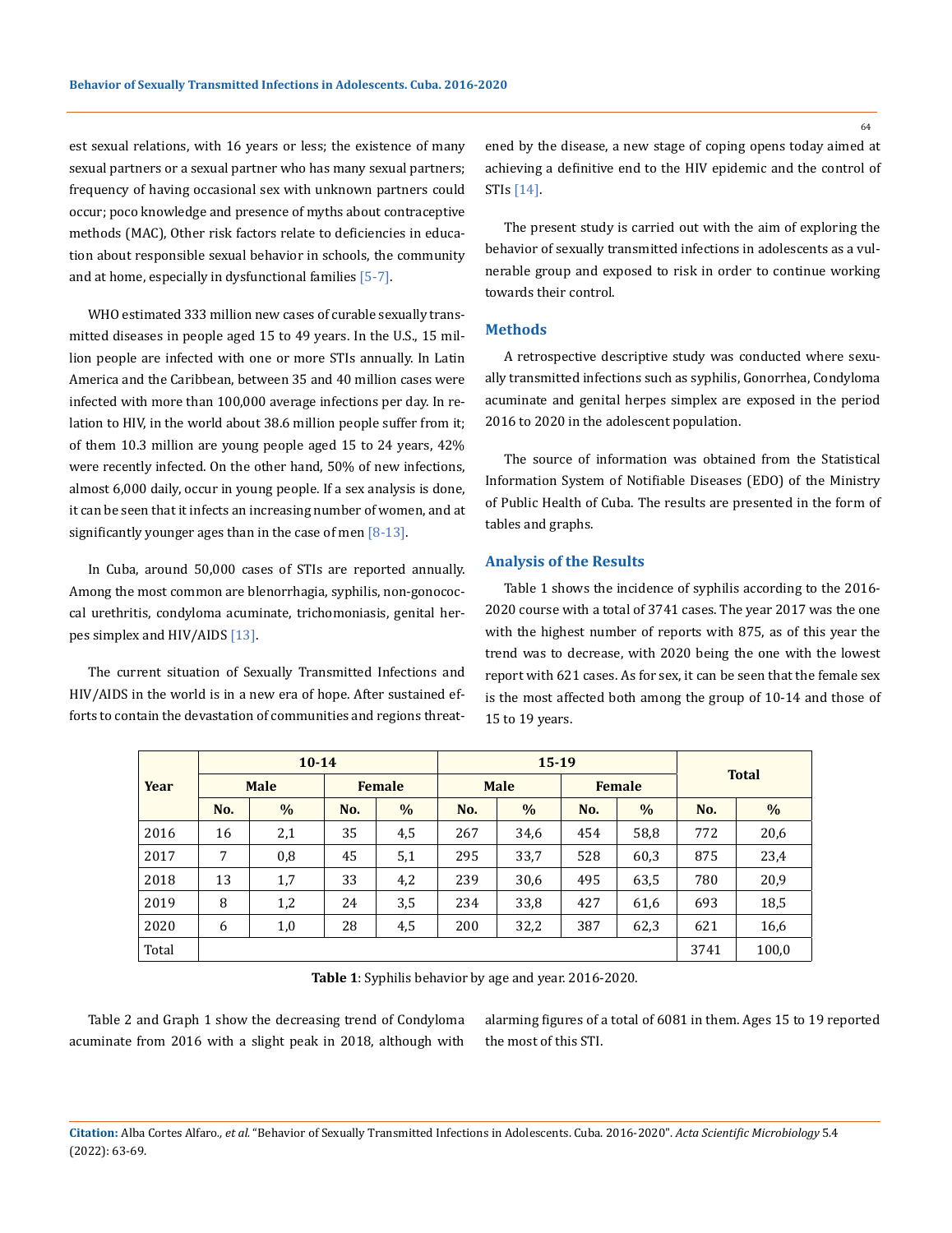est sexual relations, with 16 years or less; the existence of many sexual partners or a sexual partner who has many sexual partners; frequency of having occasional sex with unknown partners could occur; poco knowledge and presence of myths about contraceptive methods (MAC), Other risk factors relate to deficiencies in education about responsible sexual behavior in schools, the community and at home, especially in dysfunctional families [5-7].

WHO estimated 333 million new cases of curable sexually transmitted diseases in people aged 15 to 49 years. In the U.S., 15 million people are infected with one or more STIs annually. In Latin America and the Caribbean, between 35 and 40 million cases were infected with more than 100,000 average infections per day. In relation to HIV, in the world about 38.6 million people suffer from it; of them 10.3 million are young people aged 15 to 24 years, 42% were recently infected. On the other hand, 50% of new infections, almost 6,000 daily, occur in young people. If a sex analysis is done, it can be seen that it infects an increasing number of women, and at significantly younger ages than in the case of men [8-13].

In Cuba, around 50,000 cases of STIs are reported annually. Among the most common are blenorrhagia, syphilis, non-gonococcal urethritis, condyloma acuminate, trichomoniasis, genital herpes simplex and HIV/AIDS [13].

The current situation of Sexually Transmitted Infections and HIV/AIDS in the world is in a new era of hope. After sustained efforts to contain the devastation of communities and regions threatened by the disease, a new stage of coping opens today aimed at achieving a definitive end to the HIV epidemic and the control of STIs [14].

The present study is carried out with the aim of exploring the behavior of sexually transmitted infections in adolescents as a vulnerable group and exposed to risk in order to continue working towards their control.

## Methods

A retrospective descriptive study was conducted where sexually transmitted infections such as syphilis, Gonorrhea, Condyloma acuminate and genital herpes simplex are exposed in the period 2016 to 2020 in the adolescent population.

The source of information was obtained from the Statistical Information System of Notifiable Diseases (EDO) of the Ministry of Public Health of Cuba. The results are presented in the form of tables and graphs.

## Analysis of the Results

Table 1 shows the incidence of syphilis according to the 2016-2020 course with a total of 3741 cases. The year 2017 was the one with the highest number of reports with 875, as of this year the trend was to decrease, with 2020 being the one with the lowest report with 621 cases. As for sex, it can be seen that the female sex is the most affected both among the group of 10-14 and those of 15 to 19 years.

| Year | 10-14 | | | | 15-19 | | | | Total | |
|---|---|---|---|---|---|---|---|---|---|---|
| | Male | | Female | | Male | | Female | | | |
| | No. | % | No. | % | No. | % | No. | % | No. | % |
| 2016 | 16 | 2,1 | 35 | 4,5 | 267 | 34,6 | 454 | 58,8 | 772 | 20,6 |
| 2017 | 7 | 0,8 | 45 | 5,1 | 295 | 33,7 | 528 | 60,3 | 875 | 23,4 |
| 2018 | 13 | 1,7 | 33 | 4,2 | 239 | 30,6 | 495 | 63,5 | 780 | 20,9 |
| 2019 | 8 | 1,2 | 24 | 3,5 | 234 | 33,8 | 427 | 61,6 | 693 | 18,5 |
| 2020 | 6 | 1,0 | 28 | 4,5 | 200 | 32,2 | 387 | 62,3 | 621 | 16,6 |
| Total | | | | | | | | | 3741 | 100,0 |

**Table 1**: Syphilis behavior by age and year. 2016-2020.

Table 2 and Graph 1 show the decreasing trend of Condyloma acuminate from 2016 with a slight peak in 2018, although with alarming figures of a total of 6081 in them. Ages 15 to 19 reported the most of this STI.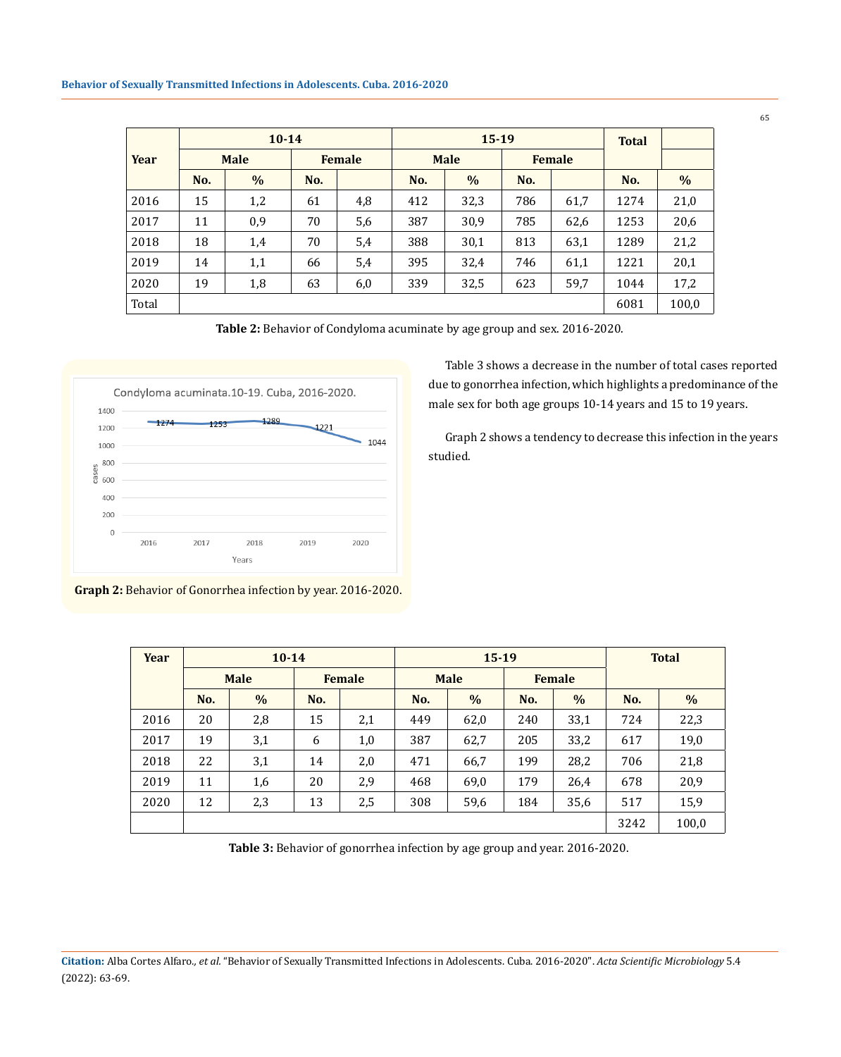| Year | 10-14 | | | | 15-19 | | | | Total | |
|---|---|---|---|---|---|---|---|---|---|---|
| | Male | | Female | | Male | | Female | | | |
| | No. | % | No. | | No. | % | No. | | No. | % |
| 2016 | 15 | 1,2 | 61 | 4,8 | 412 | 32,3 | 786 | 61,7 | 1274 | 21,0 |
| 2017 | 11 | 0,9 | 70 | 5,6 | 387 | 30,9 | 785 | 62,6 | 1253 | 20,6 |
| 2018 | 18 | 1,4 | 70 | 5,4 | 388 | 30,1 | 813 | 63,1 | 1289 | 21,2 |
| 2019 | 14 | 1,1 | 66 | 5,4 | 395 | 32,4 | 746 | 61,1 | 1221 | 20,1 |
| 2020 | 19 | 1,8 | 63 | 6,0 | 339 | 32,5 | 623 | 59,7 | 1044 | 17,2 |
| Total | | | | | | | | | 6081 | 100,0 |

**Table 2:** Behavior of Condyloma acuminate by age group and sex. 2016-2020.

Condyloma acuminata.10-19. Cuba, 2016-2020.

| Years | 2016 | 2017 | 2018 | 2019 | 2020 |
|---|---|---|---|---|---|
| cases | 1274 | 1253 | 1289 | 1221 | 1044 |

**Graph 2:** Behavior of Gonorrhea infection by year. 2016-2020.

Table 3 shows a decrease in the number of total cases reported due to gonorrhea infection, which highlights a predominance of the male sex for both age groups 10-14 years and 15 to 19 years.

Graph 2 shows a tendency to decrease this infection in the years studied.

| Year | 10-14 | | | | 15-19 | | | | Total | |
|---|---|---|---|---|---|---|---|---|---|---|
| | Male | | Female | | Male | | Female | | | |
| | No. | % | No. | | No. | % | No. | % | No. | % |
| 2016 | 20 | 2,8 | 15 | 2,1 | 449 | 62,0 | 240 | 33,1 | 724 | 22,3 |
| 2017 | 19 | 3,1 | 6 | 1,0 | 387 | 62,7 | 205 | 33,2 | 617 | 19,0 |
| 2018 | 22 | 3,1 | 14 | 2,0 | 471 | 66,7 | 199 | 28,2 | 706 | 21,8 |
| 2019 | 11 | 1,6 | 20 | 2,9 | 468 | 69,0 | 179 | 26,4 | 678 | 20,9 |
| 2020 | 12 | 2,3 | 13 | 2,5 | 308 | 59,6 | 184 | 35,6 | 517 | 15,9 |
| | | | | | | | | | 3242 | 100,0 |

**Table 3:** Behavior of gonorrhea infection by age group and year. 2016-2020.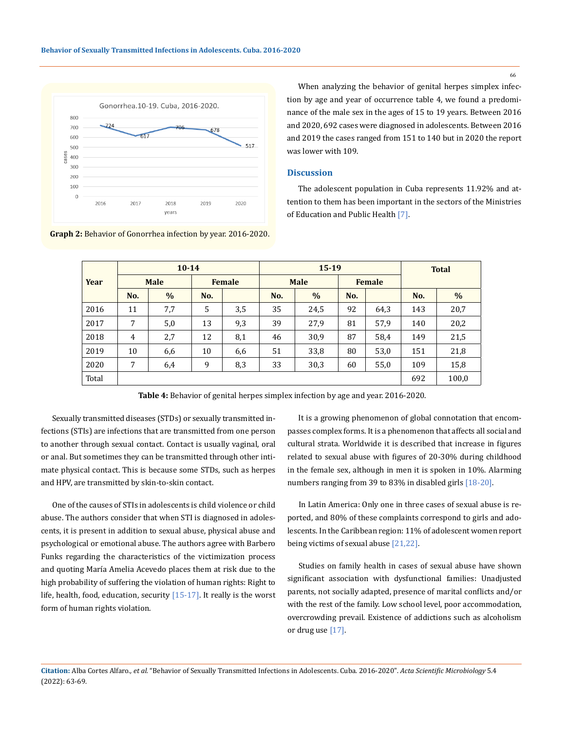Gonorrhea.10-19. Cuba, 2016-2020.

| Year | 2016 | 2017 | 2018 | 2019 | 2020 |
|---|---|---|---|---|---|
| cases | 724 | 617 | 706 | 678 | 517 |

**Graph 2:** Behavior of Gonorrhea infection by year. 2016-2020.

When analyzing the behavior of genital herpes simplex infection by age and year of occurrence table 4, we found a predominance of the male sex in the ages of 15 to 19 years. Between 2016 and 2020, 692 cases were diagnosed in adolescents. Between 2016 and 2019 the cases ranged from 151 to 140 but in 2020 the report was lower with 109.

## Discussion

The adolescent population in Cuba represents 11.92% and attention to them has been important in the sectors of the Ministries of Education and Public Health [7].

| Year | 10-14 | | | | 15-19 | | | | Total | |
|---|---|---|---|---|---|---|---|---|---|---|
| | Male | | Female | | Male | | Female | | | |
| | No. | % | No. | | No. | % | No. | | No. | % |
| 2016 | 11 | 7,7 | 5 | 3,5 | 35 | 24,5 | 92 | 64,3 | 143 | 20,7 |
| 2017 | 7 | 5,0 | 13 | 9,3 | 39 | 27,9 | 81 | 57,9 | 140 | 20,2 |
| 2018 | 4 | 2,7 | 12 | 8,1 | 46 | 30,9 | 87 | 58,4 | 149 | 21,5 |
| 2019 | 10 | 6,6 | 10 | 6,6 | 51 | 33,8 | 80 | 53,0 | 151 | 21,8 |
| 2020 | 7 | 6,4 | 9 | 8,3 | 33 | 30,3 | 60 | 55,0 | 109 | 15,8 |
| Total | | | | | | | | | 692 | 100,0 |

**Table 4:** Behavior of genital herpes simplex infection by age and year. 2016-2020.

Sexually transmitted diseases (STDs) or sexually transmitted infections (STIs) are infections that are transmitted from one person to another through sexual contact. Contact is usually vaginal, oral or anal. But sometimes they can be transmitted through other intimate physical contact. This is because some STDs, such as herpes and HPV, are transmitted by skin-to-skin contact.

One of the causes of STIs in adolescents is child violence or child abuse. The authors consider that when STI is diagnosed in adolescents, it is present in addition to sexual abuse, physical abuse and psychological or emotional abuse. The authors agree with Barbero Funks regarding the characteristics of the victimization process and quoting María Amelia Acevedo places them at risk due to the high probability of suffering the violation of human rights: Right to life, health, food, education, security [15-17]. It really is the worst form of human rights violation.

It is a growing phenomenon of global connotation that encompasses complex forms. It is a phenomenon that affects all social and cultural strata. Worldwide it is described that increase in figures related to sexual abuse with figures of 20-30% during childhood in the female sex, although in men it is spoken in 10%. Alarming numbers ranging from 39 to 83% in disabled girls [18-20].

In Latin America: Only one in three cases of sexual abuse is reported, and 80% of these complaints correspond to girls and adolescents. In the Caribbean region: 11% of adolescent women report being victims of sexual abuse [21,22].

Studies on family health in cases of sexual abuse have shown significant association with dysfunctional families: Unadjusted parents, not socially adapted, presence of marital conflicts and/or with the rest of the family. Low school level, poor accommodation, overcrowding prevail. Existence of addictions such as alcoholism or drug use [17].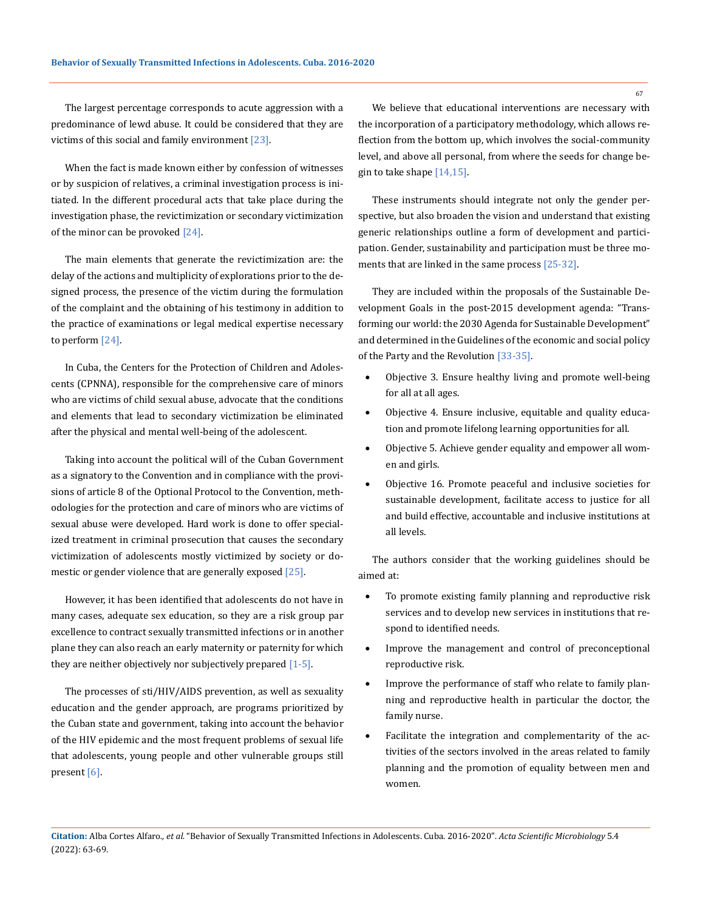The largest percentage corresponds to acute aggression with a predominance of lewd abuse. It could be considered that they are victims of this social and family environment [23].

When the fact is made known either by confession of witnesses or by suspicion of relatives, a criminal investigation process is initiated. In the different procedural acts that take place during the investigation phase, the revictimization or secondary victimization of the minor can be provoked [24].

The main elements that generate the revictimization are: the delay of the actions and multiplicity of explorations prior to the designed process, the presence of the victim during the formulation of the complaint and the obtaining of his testimony in addition to the practice of examinations or legal medical expertise necessary to perform [24].

In Cuba, the Centers for the Protection of Children and Adolescents (CPNNA), responsible for the comprehensive care of minors who are victims of child sexual abuse, advocate that the conditions and elements that lead to secondary victimization be eliminated after the physical and mental well-being of the adolescent.

Taking into account the political will of the Cuban Government as a signatory to the Convention and in compliance with the provisions of article 8 of the Optional Protocol to the Convention, methodologies for the protection and care of minors who are victims of sexual abuse were developed. Hard work is done to offer specialized treatment in criminal prosecution that causes the secondary victimization of adolescents mostly victimized by society or domestic or gender violence that are generally exposed [25].

However, it has been identified that adolescents do not have in many cases, adequate sex education, so they are a risk group par excellence to contract sexually transmitted infections or in another plane they can also reach an early maternity or paternity for which they are neither objectively nor subjectively prepared [1-5].

The processes of sti/HIV/AIDS prevention, as well as sexuality education and the gender approach, are programs prioritized by the Cuban state and government, taking into account the behavior of the HIV epidemic and the most frequent problems of sexual life that adolescents, young people and other vulnerable groups still present [6].

We believe that educational interventions are necessary with the incorporation of a participatory methodology, which allows reflection from the bottom up, which involves the social-community level, and above all personal, from where the seeds for change begin to take shape [14,15].

These instruments should integrate not only the gender perspective, but also broaden the vision and understand that existing generic relationships outline a form of development and participation. Gender, sustainability and participation must be three moments that are linked in the same process [25-32].

They are included within the proposals of the Sustainable Development Goals in the post-2015 development agenda: "Transforming our world: the 2030 Agenda for Sustainable Development" and determined in the Guidelines of the economic and social policy of the Party and the Revolution [33-35].

- Objective 3. Ensure healthy living and promote well-being for all at all ages.
- Objective 4. Ensure inclusive, equitable and quality education and promote lifelong learning opportunities for all.
- Objective 5. Achieve gender equality and empower all women and girls.
- Objective 16. Promote peaceful and inclusive societies for sustainable development, facilitate access to justice for all and build effective, accountable and inclusive institutions at all levels.

The authors consider that the working guidelines should be aimed at:

- To promote existing family planning and reproductive risk services and to develop new services in institutions that respond to identified needs.
- Improve the management and control of preconceptional reproductive risk.
- Improve the performance of staff who relate to family planning and reproductive health in particular the doctor, the family nurse.
- Facilitate the integration and complementarity of the activities of the sectors involved in the areas related to family planning and the promotion of equality between men and women.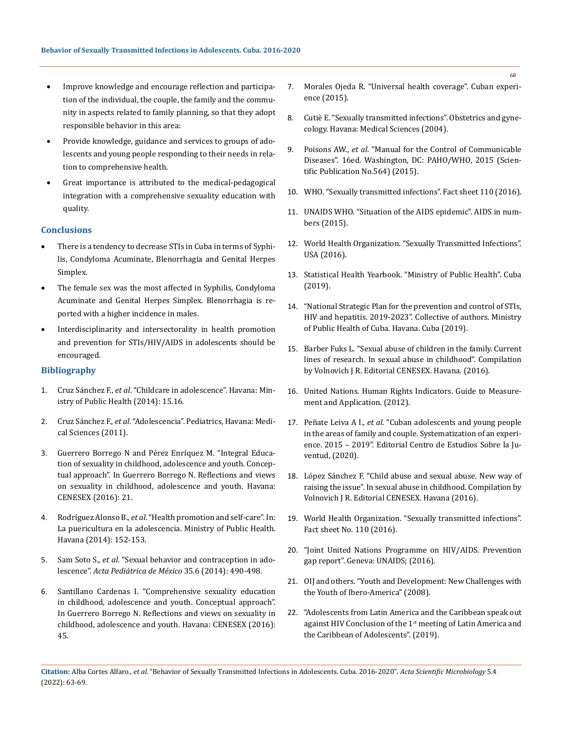- Improve knowledge and encourage reflection and participation of the individual, the couple, the family and the community in aspects related to family planning, so that they adopt responsible behavior in this area:
- Provide knowledge, guidance and services to groups of adolescents and young people responding to their needs in relation to comprehensive health.
- Great importance is attributed to the medical-pedagogical integration with a comprehensive sexuality education with quality.

## Conclusions

- There is a tendency to decrease STIs in Cuba in terms of Syphilis, Condyloma Acuminate, Blenorrhagia and Genital Herpes Simplex.
- The female sex was the most affected in Syphilis, Condyloma Acuminate and Genital Herpes Simplex. Blenorrhagia is reported with a higher incidence in males.
- Interdisciplinarity and intersectorality in health promotion and prevention for STIs/HIV/AIDS in adolescents should be encouraged.

## Bibliography

1. Cruz Sánchez F., *et al*. "Childcare in adolescence". Havana: Ministry of Public Health (2014): 15.16.
2. Cruz Sánchez F., *et al*. "Adolescencia". Pediatrics, Havana: Medical Sciences (2011).
3. Guerrero Borrego N and Pérez Enríquez M. "Integral Education of sexuality in childhood, adolescence and youth. Conceptual approach". In Guerrero Borrego N. Reflections and views on sexuality in childhood, adolescence and youth. Havana: CENESEX (2016): 21.
4. Rodríguez Alonso B., *et al*. "Health promotion and self-care". In: La puericultura en la adolescencia. Ministry of Public Health. Havana (2014): 152-153.
5. Sam Soto S., *et al*. "Sexual behavior and contraception in adolescence". *Acta Pediátrica de México* 35.6 (2014): 490-498.
6. Santillano Cardenas I. "Comprehensive sexuality education in childhood, adolescence and youth. Conceptual approach". In Guerrero Borrego N. Reflections and views on sexuality in childhood, adolescence and youth. Havana: CENESEX (2016): 45.
7. Morales Ojeda R. "Universal health coverage". Cuban experience (2015).
8. Cutiè E. "Sexually transmitted infections". Obstetrics and gynecology. Havana: Medical Sciences (2004).
9. Poisons AW., *et al*. "Manual for the Control of Communicable Diseases". 16ed. Washington, DC: PAHO/WHO, 2015 (Scientific Publication No.564) (2015).
10. WHO. "Sexually transmitted infections". Fact sheet 110 (2016).
11. UNAIDS WHO. "Situation of the AIDS epidemic". AIDS in numbers (2015).
12. World Health Organization. "Sexually Transmitted Infections". USA (2016).
13. Statistical Health Yearbook. "Ministry of Public Health". Cuba (2019).
14. "National Strategic Plan for the prevention and control of STIs, HIV and hepatitis. 2019-2023". Collective of authors. Ministry of Public Health of Cuba. Havana. Cuba (2019).
15. Barber Fuks L. "Sexual abuse of children in the family. Current lines of research. In sexual abuse in childhood". Compilation by Volnovich J R. Editorial CENESEX. Havana. (2016).
16. United Nations. Human Rights Indicators. Guide to Measurement and Application. (2012).
17. Peñate Leiva A I., *et al*. "Cuban adolescents and young people in the areas of family and couple. Systematization of an experience. 2015 – 2019". Editorial Centro de Estudios Sobre la Juventud, (2020).
18. López Sánchez F. "Child abuse and sexual abuse. New way of raising the issue". In sexual abuse in childhood. Compilation by Volnovich J R. Editorial CENESEX. Havana (2016).
19. World Health Organization. "Sexually transmitted infections". Fact sheet No. 110 (2016).
20. "Joint United Nations Programme on HIV/AIDS. Prevention gap report". Geneva: UNAIDS; (2016).
21. OIJ and others. "Youth and Development: New Challenges with the Youth of Ibero-America" (2008).
22. "Adolescents from Latin America and the Caribbean speak out against HIV Conclusion of the 1st meeting of Latin America and the Caribbean of Adolescents". (2019).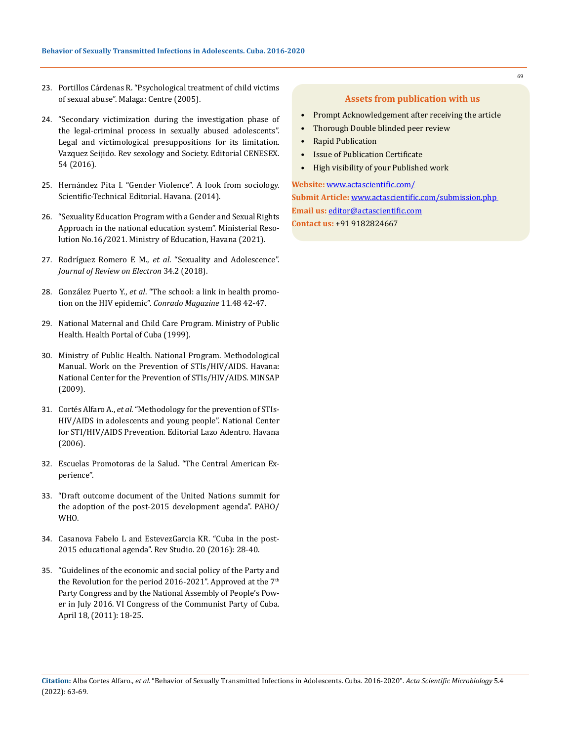23. Portillos Cárdenas R. "Psychological treatment of child victims of sexual abuse". Malaga: Centre (2005).

24. "Secondary victimization during the investigation phase of the legal-criminal process in sexually abused adolescents". Legal and victimological presuppositions for its limitation. Vazquez Seijido. Rev sexology and Society. Editorial CENESEX. 54 (2016).

25. Hernández Pita I. "Gender Violence". A look from sociology. Scientific-Technical Editorial. Havana. (2014).

26. "Sexuality Education Program with a Gender and Sexual Rights Approach in the national education system". Ministerial Resolution No.16/2021. Ministry of Education, Havana (2021).

27. Rodríguez Romero E M., *et al*. "Sexuality and Adolescence". *Journal of Review on Electron* 34.2 (2018).

28. González Puerto Y., *et al*. "The school: a link in health promotion on the HIV epidemic". *Conrado Magazine* 11.48 42-47.

29. National Maternal and Child Care Program. Ministry of Public Health. Health Portal of Cuba (1999).

30. Ministry of Public Health. National Program. Methodological Manual. Work on the Prevention of STIs/HIV/AIDS. Havana: National Center for the Prevention of STIs/HIV/AIDS. MINSAP (2009).

31. Cortés Alfaro A., *et al*. "Methodology for the prevention of STIs-HIV/AIDS in adolescents and young people". National Center for STI/HIV/AIDS Prevention. Editorial Lazo Adentro. Havana (2006).

32. Escuelas Promotoras de la Salud. "The Central American Experience".

33. "Draft outcome document of the United Nations summit for the adoption of the post-2015 development agenda". PAHO/WHO.

34. Casanova Fabelo L and EstevezGarcia KR. "Cuba in the post-2015 educational agenda". Rev Studio. 20 (2016): 28-40.

35. "Guidelines of the economic and social policy of the Party and the Revolution for the period 2016-2021". Approved at the 7th Party Congress and by the National Assembly of People's Power in July 2016. VI Congress of the Communist Party of Cuba. April 18, (2011): 18-25.

**Assets from publication with us**

- Prompt Acknowledgement after receiving the article
- Thorough Double blinded peer review
- Rapid Publication
- Issue of Publication Certificate
- High visibility of your Published work

**Website:** www.actascientific.com/
**Submit Article:** www.actascientific.com/submission.php
**Email us:** editor@actascientific.com
**Contact us:** +91 9182824667